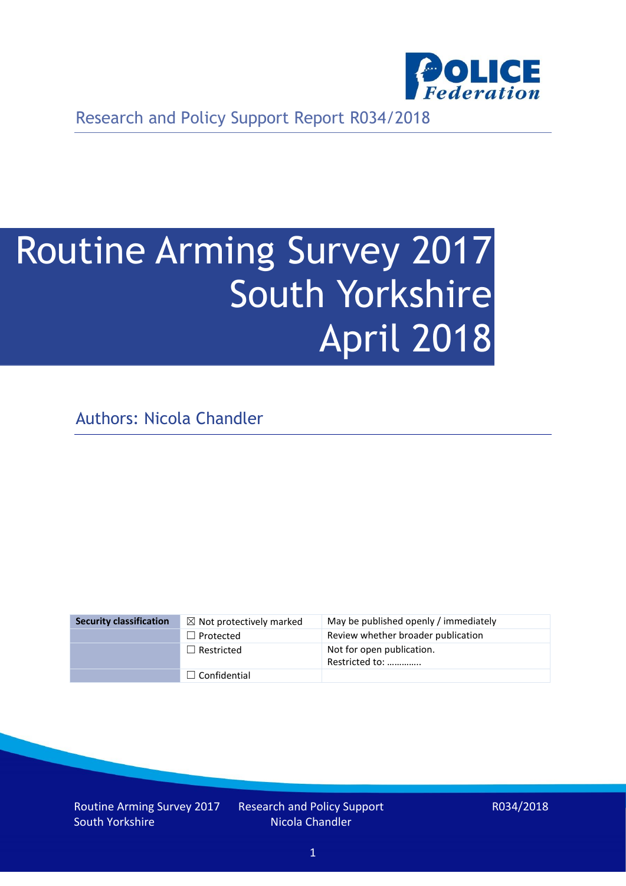Research and Policy Support Report R034/2018

# Routine Arming Survey 2017 South Yorkshire April 2018

Authors: Nicola Chandler

| Security classification | ☒ Not protectively marked | May be published openly / immediately |
|---|---|---|
| | ☐ Protected | Review whether broader publication |
| | ☐ Restricted | Not for open publication. Restricted to: ………….. |
| | ☐ Confidential | |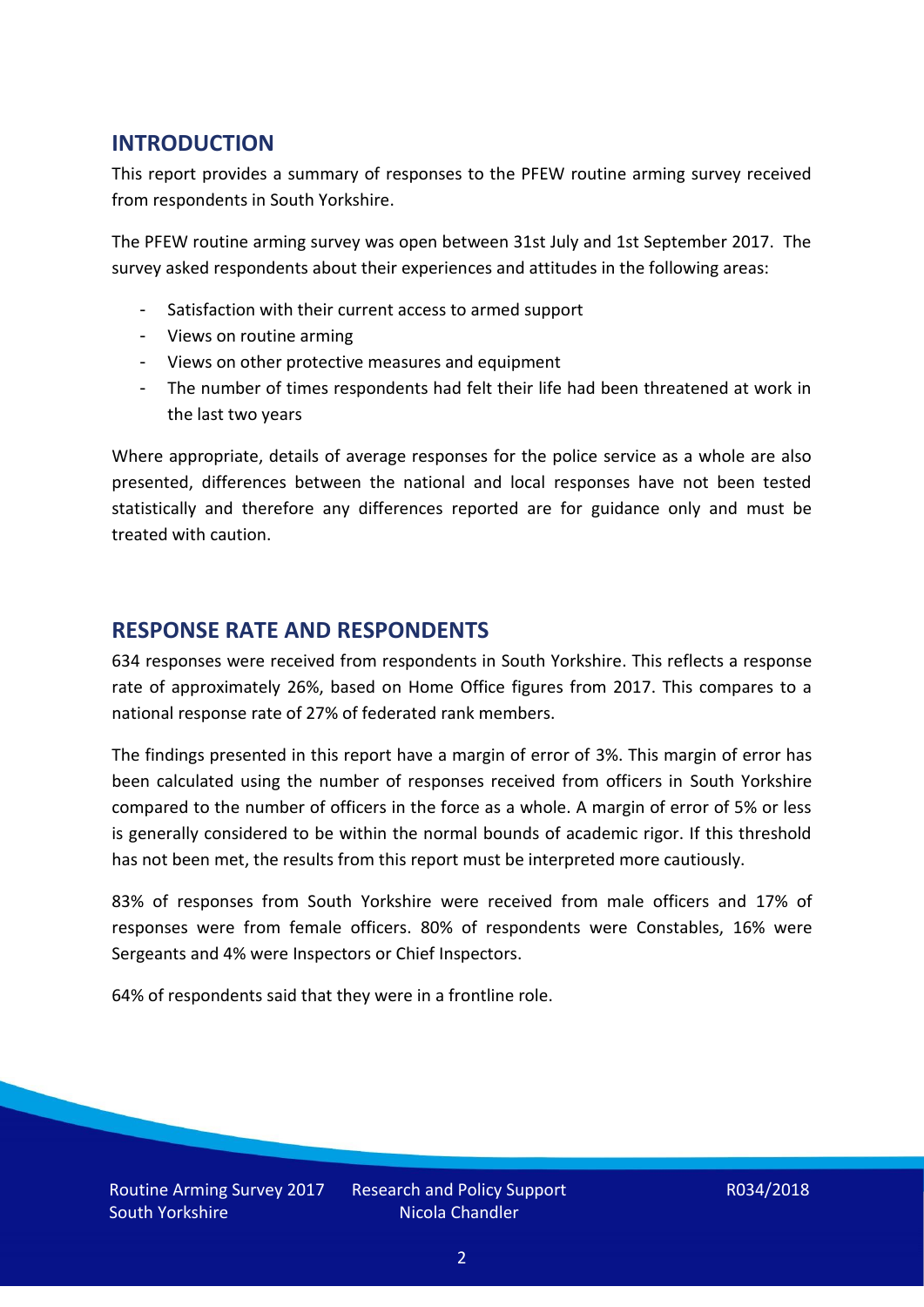## INTRODUCTION

This report provides a summary of responses to the PFEW routine arming survey received from respondents in South Yorkshire.

The PFEW routine arming survey was open between 31st July and 1st September 2017. The survey asked respondents about their experiences and attitudes in the following areas:

- Satisfaction with their current access to armed support
- Views on routine arming
- Views on other protective measures and equipment
- The number of times respondents had felt their life had been threatened at work in the last two years

Where appropriate, details of average responses for the police service as a whole are also presented, differences between the national and local responses have not been tested statistically and therefore any differences reported are for guidance only and must be treated with caution.

## RESPONSE RATE AND RESPONDENTS

634 responses were received from respondents in South Yorkshire. This reflects a response rate of approximately 26%, based on Home Office figures from 2017. This compares to a national response rate of 27% of federated rank members.

The findings presented in this report have a margin of error of 3%. This margin of error has been calculated using the number of responses received from officers in South Yorkshire compared to the number of officers in the force as a whole. A margin of error of 5% or less is generally considered to be within the normal bounds of academic rigor. If this threshold has not been met, the results from this report must be interpreted more cautiously.

83% of responses from South Yorkshire were received from male officers and 17% of responses were from female officers. 80% of respondents were Constables, 16% were Sergeants and 4% were Inspectors or Chief Inspectors.

64% of respondents said that they were in a frontline role.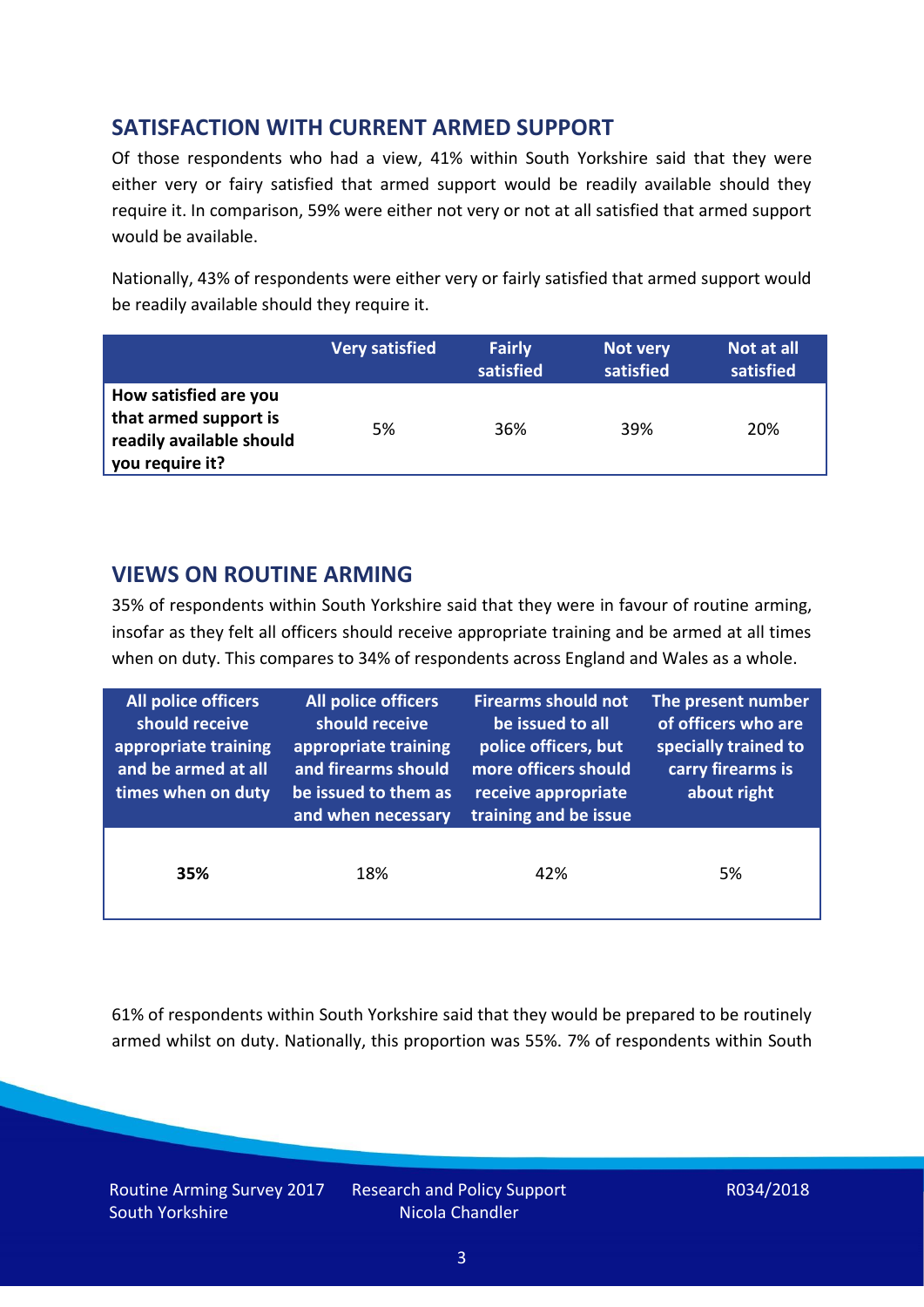## SATISFACTION WITH CURRENT ARMED SUPPORT

Of those respondents who had a view, 41% within South Yorkshire said that they were either very or fairy satisfied that armed support would be readily available should they require it. In comparison, 59% were either not very or not at all satisfied that armed support would be available.

Nationally, 43% of respondents were either very or fairly satisfied that armed support would be readily available should they require it.

| | Very satisfied | Fairly satisfied | Not very satisfied | Not at all satisfied |
|---|---|---|---|---|
| **How satisfied are you that armed support is readily available should you require it?** | 5% | 36% | 39% | 20% |

## VIEWS ON ROUTINE ARMING

35% of respondents within South Yorkshire said that they were in favour of routine arming, insofar as they felt all officers should receive appropriate training and be armed at all times when on duty. This compares to 34% of respondents across England and Wales as a whole.

| All police officers should receive appropriate training and be armed at all times when on duty | All police officers should receive appropriate training and firearms should be issued to them as and when necessary | Firearms should not be issued to all police officers, but more officers should receive appropriate training and be issue | The present number of officers who are specially trained to carry firearms is about right |
|---|---|---|---|
| **35%** | 18% | 42% | 5% |

61% of respondents within South Yorkshire said that they would be prepared to be routinely armed whilst on duty. Nationally, this proportion was 55%. 7% of respondents within South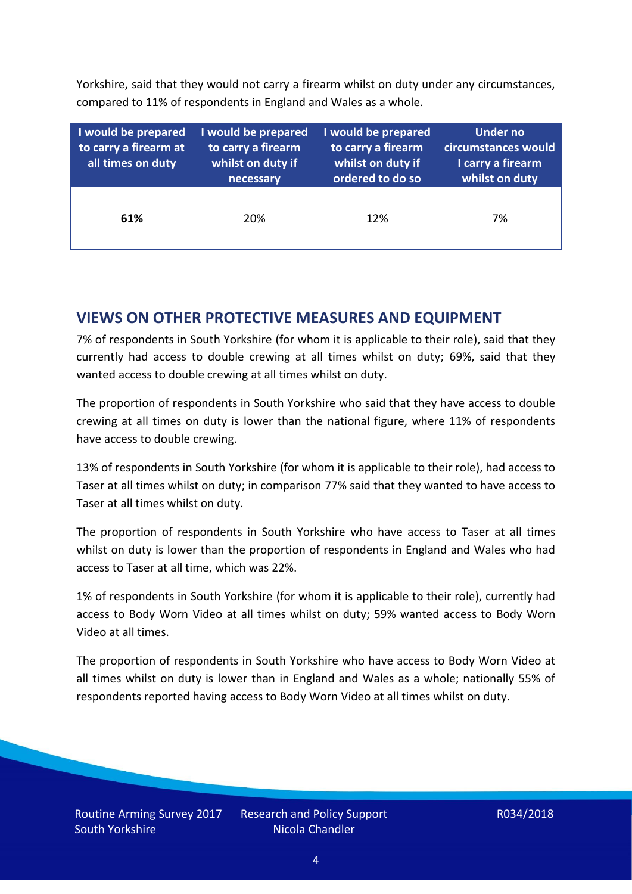Yorkshire, said that they would not carry a firearm whilst on duty under any circumstances, compared to 11% of respondents in England and Wales as a whole.

| I would be prepared to carry a firearm at all times on duty | I would be prepared to carry a firearm whilst on duty if necessary | I would be prepared to carry a firearm whilst on duty if ordered to do so | Under no circumstances would I carry a firearm whilst on duty |
|---|---|---|---|
| **61%** | 20% | 12% | 7% |

## VIEWS ON OTHER PROTECTIVE MEASURES AND EQUIPMENT

7% of respondents in South Yorkshire (for whom it is applicable to their role), said that they currently had access to double crewing at all times whilst on duty; 69%, said that they wanted access to double crewing at all times whilst on duty.

The proportion of respondents in South Yorkshire who said that they have access to double crewing at all times on duty is lower than the national figure, where 11% of respondents have access to double crewing.

13% of respondents in South Yorkshire (for whom it is applicable to their role), had access to Taser at all times whilst on duty; in comparison 77% said that they wanted to have access to Taser at all times whilst on duty.

The proportion of respondents in South Yorkshire who have access to Taser at all times whilst on duty is lower than the proportion of respondents in England and Wales who had access to Taser at all time, which was 22%.

1% of respondents in South Yorkshire (for whom it is applicable to their role), currently had access to Body Worn Video at all times whilst on duty; 59% wanted access to Body Worn Video at all times.

The proportion of respondents in South Yorkshire who have access to Body Worn Video at all times whilst on duty is lower than in England and Wales as a whole; nationally 55% of respondents reported having access to Body Worn Video at all times whilst on duty.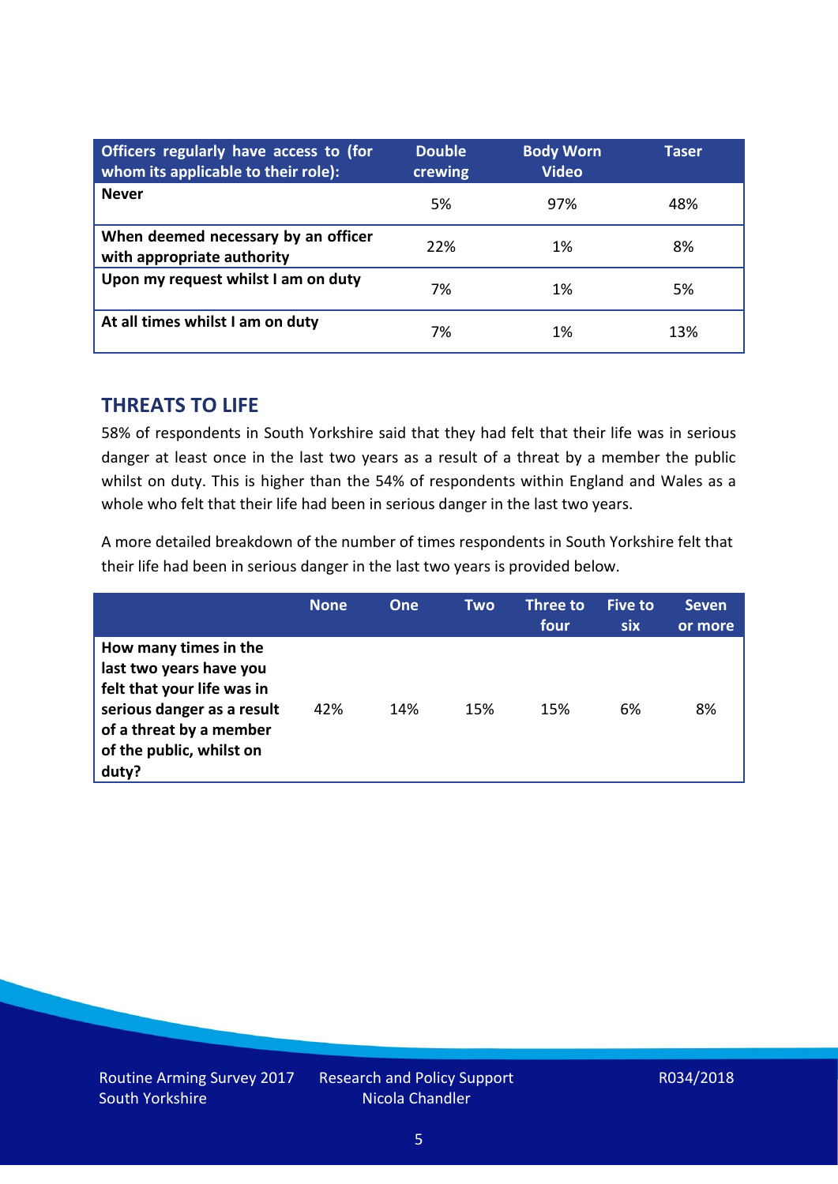| Officers regularly have access to (for whom its applicable to their role): | Double crewing | Body Worn Video | Taser |
|---|---|---|---|
| **Never** | 5% | 97% | 48% |
| **When deemed necessary by an officer with appropriate authority** | 22% | 1% | 8% |
| **Upon my request whilst I am on duty** | 7% | 1% | 5% |
| **At all times whilst I am on duty** | 7% | 1% | 13% |

## THREATS TO LIFE

58% of respondents in South Yorkshire said that they had felt that their life was in serious danger at least once in the last two years as a result of a threat by a member the public whilst on duty. This is higher than the 54% of respondents within England and Wales as a whole who felt that their life had been in serious danger in the last two years.

A more detailed breakdown of the number of times respondents in South Yorkshire felt that their life had been in serious danger in the last two years is provided below.

| | None | One | Two | Three to four | Five to six | Seven or more |
|---|---|---|---|---|---|---|
| **How many times in the last two years have you felt that your life was in serious danger as a result of a threat by a member of the public, whilst on duty?** | 42% | 14% | 15% | 15% | 6% | 8% |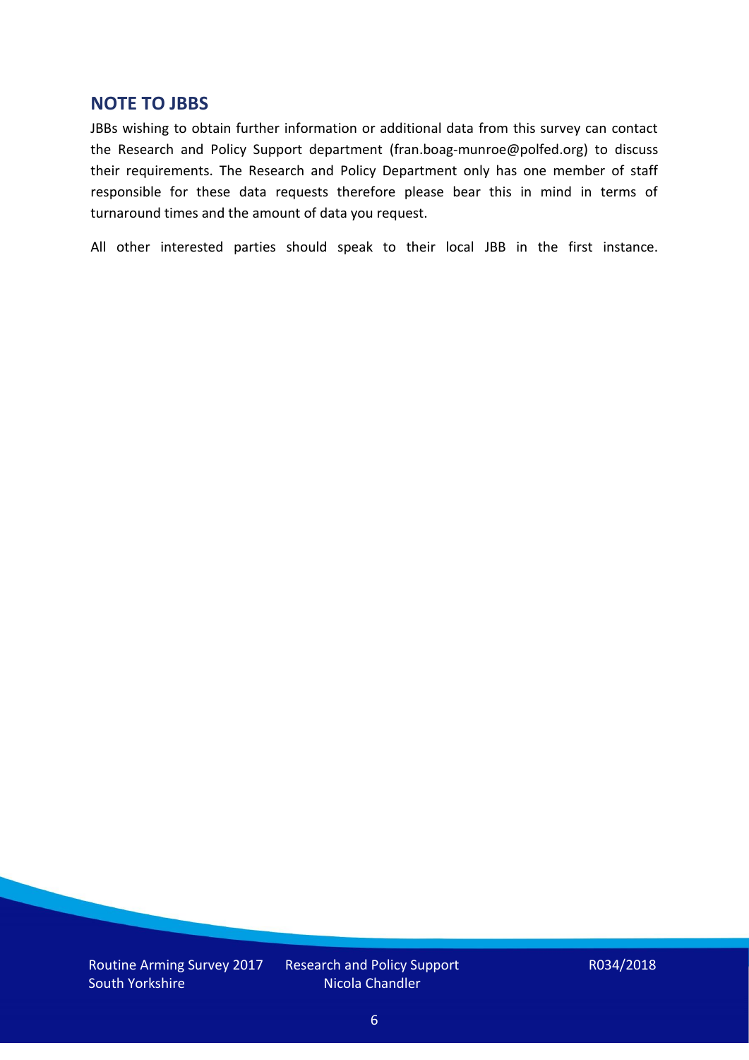## NOTE TO JBBS

JBBs wishing to obtain further information or additional data from this survey can contact the Research and Policy Support department (fran.boag-munroe@polfed.org) to discuss their requirements. The Research and Policy Department only has one member of staff responsible for these data requests therefore please bear this in mind in terms of turnaround times and the amount of data you request.

All other interested parties should speak to their local JBB in the first instance.